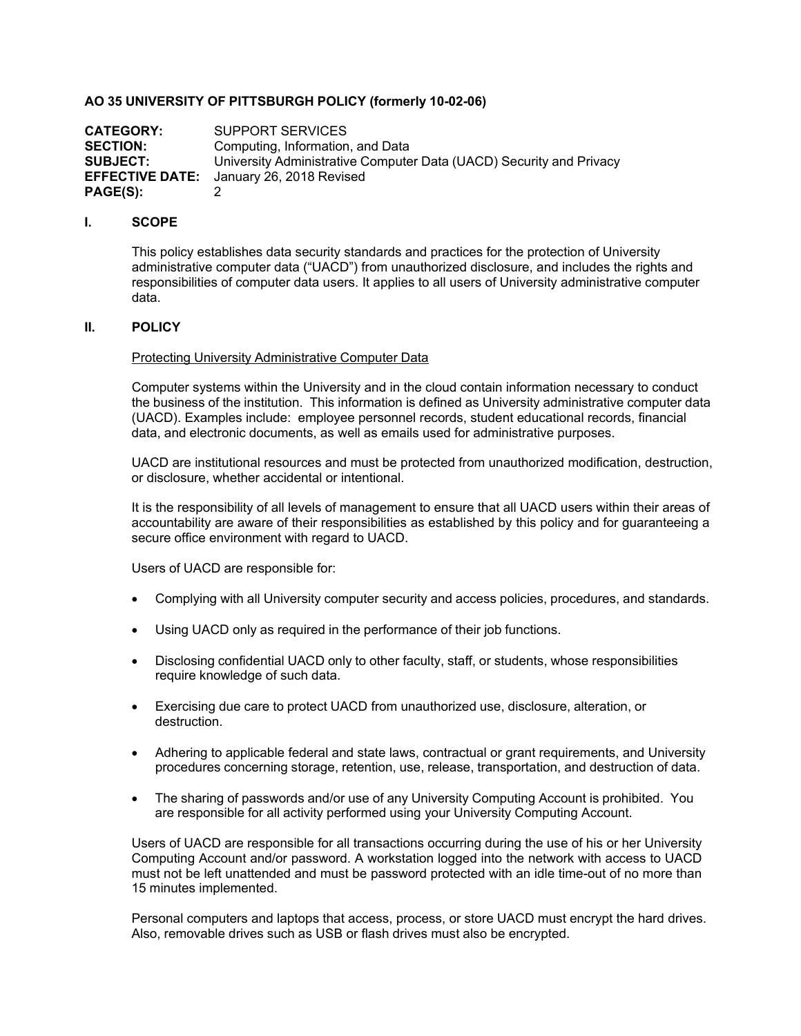**AO 35 UNIVERSITY OF PITTSBURGH POLICY (formerly 10-02-06)**

| | |
|---|---|
| **CATEGORY:** | SUPPORT SERVICES |
| **SECTION:** | Computing, Information, and Data |
| **SUBJECT:** | University Administrative Computer Data (UACD) Security and Privacy |
| **EFFECTIVE DATE:** | January 26, 2018 Revised |
| **PAGE(S):** | 2 |

## I. SCOPE

This policy establishes data security standards and practices for the protection of University administrative computer data ("UACD") from unauthorized disclosure, and includes the rights and responsibilities of computer data users. It applies to all users of University administrative computer data.

## II. POLICY

Protecting University Administrative Computer Data

Computer systems within the University and in the cloud contain information necessary to conduct the business of the institution. This information is defined as University administrative computer data (UACD). Examples include: employee personnel records, student educational records, financial data, and electronic documents, as well as emails used for administrative purposes.

UACD are institutional resources and must be protected from unauthorized modification, destruction, or disclosure, whether accidental or intentional.

It is the responsibility of all levels of management to ensure that all UACD users within their areas of accountability are aware of their responsibilities as established by this policy and for guaranteeing a secure office environment with regard to UACD.

Users of UACD are responsible for:

- Complying with all University computer security and access policies, procedures, and standards.
- Using UACD only as required in the performance of their job functions.
- Disclosing confidential UACD only to other faculty, staff, or students, whose responsibilities require knowledge of such data.
- Exercising due care to protect UACD from unauthorized use, disclosure, alteration, or destruction.
- Adhering to applicable federal and state laws, contractual or grant requirements, and University procedures concerning storage, retention, use, release, transportation, and destruction of data.
- The sharing of passwords and/or use of any University Computing Account is prohibited. You are responsible for all activity performed using your University Computing Account.

Users of UACD are responsible for all transactions occurring during the use of his or her University Computing Account and/or password. A workstation logged into the network with access to UACD must not be left unattended and must be password protected with an idle time-out of no more than 15 minutes implemented.

Personal computers and laptops that access, process, or store UACD must encrypt the hard drives. Also, removable drives such as USB or flash drives must also be encrypted.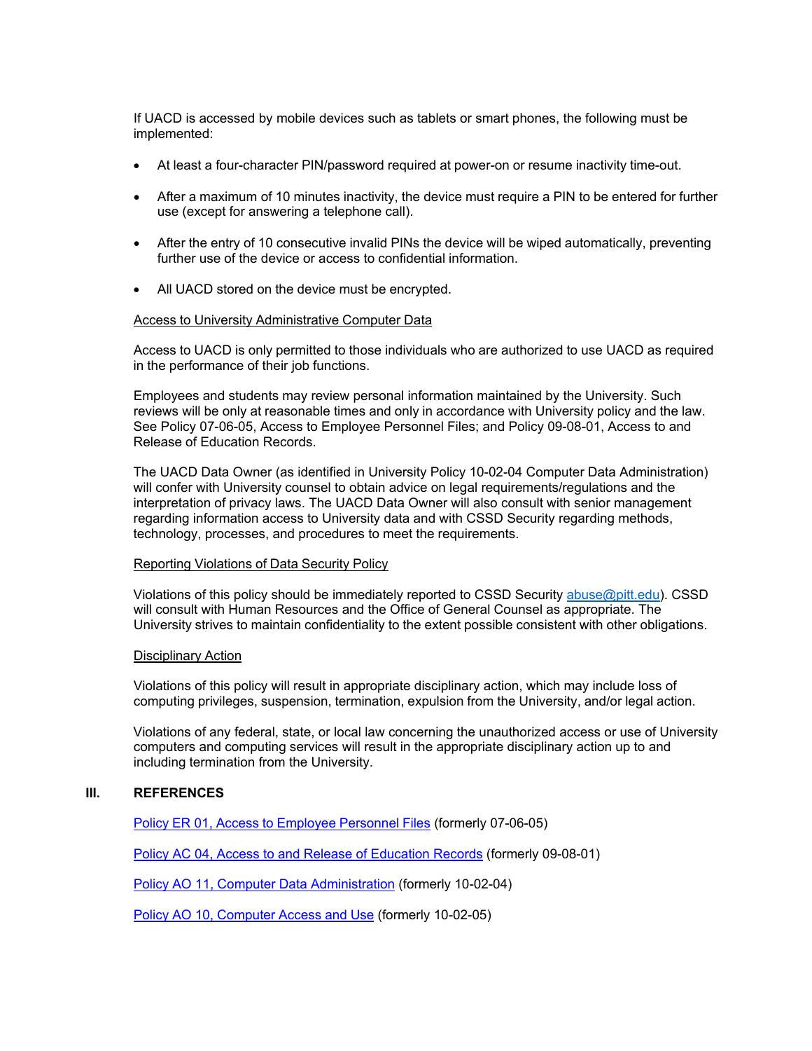If UACD is accessed by mobile devices such as tablets or smart phones, the following must be implemented:

- At least a four-character PIN/password required at power-on or resume inactivity time-out.
- After a maximum of 10 minutes inactivity, the device must require a PIN to be entered for further use (except for answering a telephone call).
- After the entry of 10 consecutive invalid PINs the device will be wiped automatically, preventing further use of the device or access to confidential information.
- All UACD stored on the device must be encrypted.

Access to University Administrative Computer Data

Access to UACD is only permitted to those individuals who are authorized to use UACD as required in the performance of their job functions.

Employees and students may review personal information maintained by the University. Such reviews will be only at reasonable times and only in accordance with University policy and the law. See Policy 07-06-05, Access to Employee Personnel Files; and Policy 09-08-01, Access to and Release of Education Records.

The UACD Data Owner (as identified in University Policy 10-02-04 Computer Data Administration) will confer with University counsel to obtain advice on legal requirements/regulations and the interpretation of privacy laws. The UACD Data Owner will also consult with senior management regarding information access to University data and with CSSD Security regarding methods, technology, processes, and procedures to meet the requirements.

Reporting Violations of Data Security Policy

Violations of this policy should be immediately reported to CSSD Security abuse@pitt.edu). CSSD will consult with Human Resources and the Office of General Counsel as appropriate. The University strives to maintain confidentiality to the extent possible consistent with other obligations.

Disciplinary Action

Violations of this policy will result in appropriate disciplinary action, which may include loss of computing privileges, suspension, termination, expulsion from the University, and/or legal action.

Violations of any federal, state, or local law concerning the unauthorized access or use of University computers and computing services will result in the appropriate disciplinary action up to and including termination from the University.

## III. REFERENCES

Policy ER 01, Access to Employee Personnel Files (formerly 07-06-05)

Policy AC 04, Access to and Release of Education Records (formerly 09-08-01)

Policy AO 11, Computer Data Administration (formerly 10-02-04)

Policy AO 10, Computer Access and Use (formerly 10-02-05)